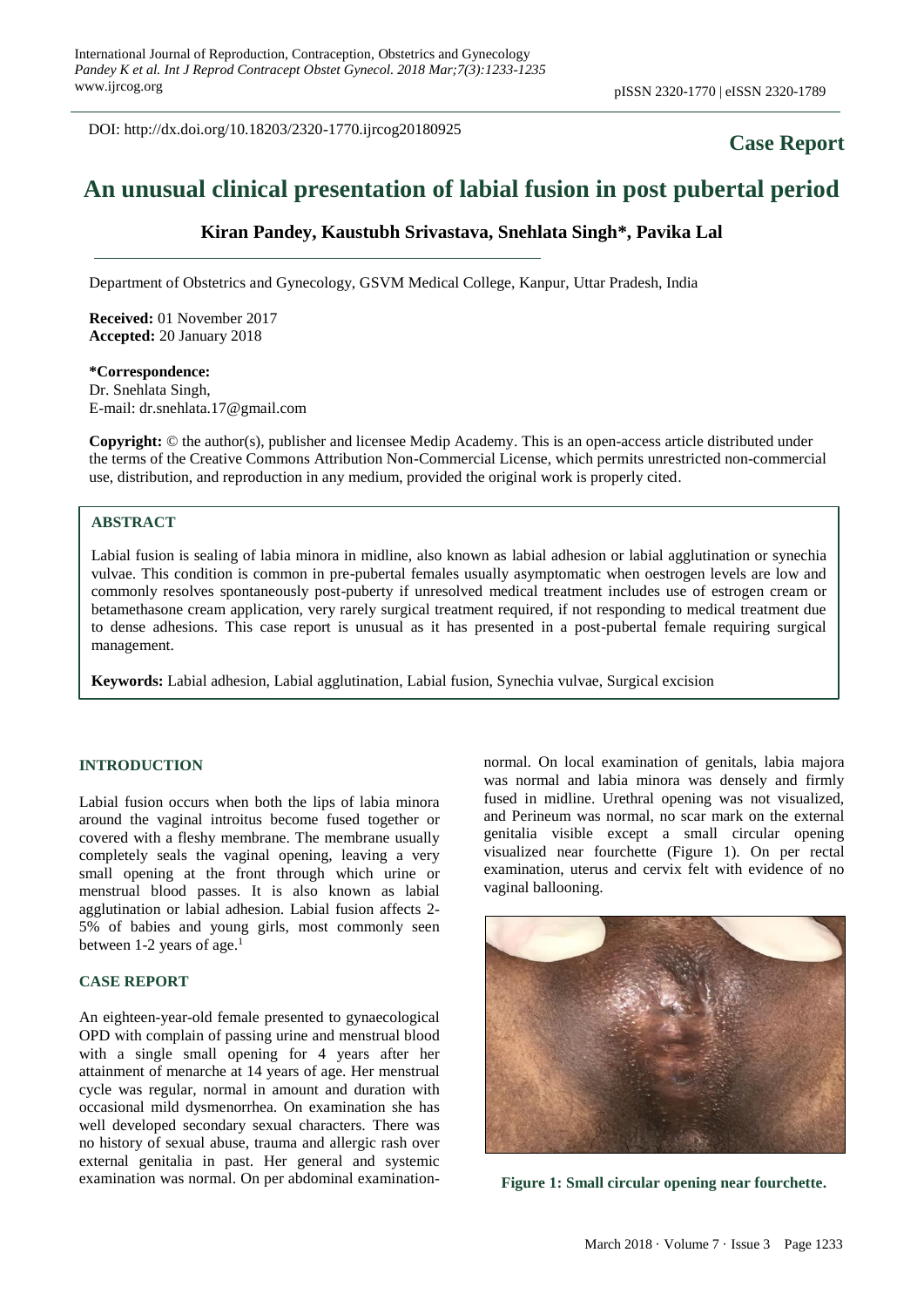DOI: http://dx.doi.org/10.18203/2320-1770.ijrcog20180925

**Case Report**

# An unusual clinical presentation of labial fusion in post pubertal period

**Kiran Pandey, Kaustubh Srivastava, Snehlata Singh*, Pavika Lal**

Department of Obstetrics and Gynecology, GSVM Medical College, Kanpur, Uttar Pradesh, India

**Received:** 01 November 2017
**Accepted:** 20 January 2018

**\*Correspondence:**
Dr. Snehlata Singh,
E-mail: dr.snehlata.17@gmail.com

**Copyright:** © the author(s), publisher and licensee Medip Academy. This is an open-access article distributed under the terms of the Creative Commons Attribution Non-Commercial License, which permits unrestricted non-commercial use, distribution, and reproduction in any medium, provided the original work is properly cited.

## ABSTRACT

Labial fusion is sealing of labia minora in midline, also known as labial adhesion or labial agglutination or synechia vulvae. This condition is common in pre-pubertal females usually asymptomatic when oestrogen levels are low and commonly resolves spontaneously post-puberty if unresolved medical treatment includes use of estrogen cream or betamethasone cream application, very rarely surgical treatment required, if not responding to medical treatment due to dense adhesions. This case report is unusual as it has presented in a post-pubertal female requiring surgical management.

**Keywords:** Labial adhesion, Labial agglutination, Labial fusion, Synechia vulvae, Surgical excision

## INTRODUCTION

Labial fusion occurs when both the lips of labia minora around the vaginal introitus become fused together or covered with a fleshy membrane. The membrane usually completely seals the vaginal opening, leaving a very small opening at the front through which urine or menstrual blood passes. It is also known as labial agglutination or labial adhesion. Labial fusion affects 2-5% of babies and young girls, most commonly seen between 1-2 years of age.[1]

## CASE REPORT

An eighteen-year-old female presented to gynaecological OPD with complain of passing urine and menstrual blood with a single small opening for 4 years after her attainment of menarche at 14 years of age. Her menstrual cycle was regular, normal in amount and duration with occasional mild dysmenorrhea. On examination she has well developed secondary sexual characters. There was no history of sexual abuse, trauma and allergic rash over external genitalia in past. Her general and systemic examination was normal. On per abdominal examination-normal. On local examination of genitals, labia majora was normal and labia minora was densely and firmly fused in midline. Urethral opening was not visualized, and Perineum was normal, no scar mark on the external genitalia visible except a small circular opening visualized near fourchette (Figure 1). On per rectal examination, uterus and cervix felt with evidence of no vaginal ballooning.

**Figure 1: Small circular opening near fourchette.**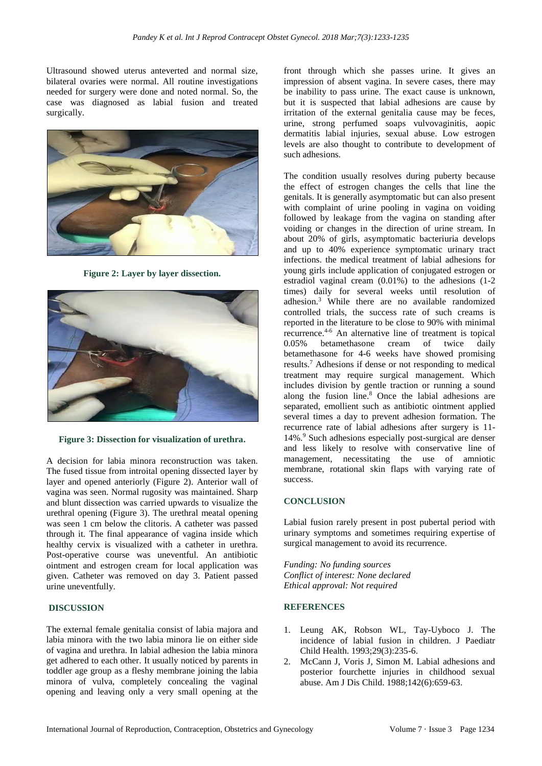Ultrasound showed uterus anteverted and normal size, bilateral ovaries were normal. All routine investigations needed for surgery were done and noted normal. So, the case was diagnosed as labial fusion and treated surgically.

**Figure 2: Layer by layer dissection.**

**Figure 3: Dissection for visualization of urethra.**

A decision for labia minora reconstruction was taken. The fused tissue from introital opening dissected layer by layer and opened anteriorly (Figure 2). Anterior wall of vagina was seen. Normal rugosity was maintained. Sharp and blunt dissection was carried upwards to visualize the urethral opening (Figure 3). The urethral meatal opening was seen 1 cm below the clitoris. A catheter was passed through it. The final appearance of vagina inside which healthy cervix is visualized with a catheter in urethra. Post-operative course was uneventful. An antibiotic ointment and estrogen cream for local application was given. Catheter was removed on day 3. Patient passed urine uneventfully.

## DISCUSSION

The external female genitalia consist of labia majora and labia minora with the two labia minora lie on either side of vagina and urethra. In labial adhesion the labia minora get adhered to each other. It usually noticed by parents in toddler age group as a fleshy membrane joining the labia minora of vulva, completely concealing the vaginal opening and leaving only a very small opening at the front through which she passes urine. It gives an impression of absent vagina. In severe cases, there may be inability to pass urine. The exact cause is unknown, but it is suspected that labial adhesions are cause by irritation of the external genitalia cause may be feces, urine, strong perfumed soaps vulvovaginitis, aopic dermatitis labial injuries, sexual abuse. Low estrogen levels are also thought to contribute to development of such adhesions.

The condition usually resolves during puberty because the effect of estrogen changes the cells that line the genitals. It is generally asymptomatic but can also present with complaint of urine pooling in vagina on voiding followed by leakage from the vagina on standing after voiding or changes in the direction of urine stream. In about 20% of girls, asymptomatic bacteriuria develops and up to 40% experience symptomatic urinary tract infections. the medical treatment of labial adhesions for young girls include application of conjugated estrogen or estradiol vaginal cream (0.01%) to the adhesions (1-2 times) daily for several weeks until resolution of adhesion.[3] While there are no available randomized controlled trials, the success rate of such creams is reported in the literature to be close to 90% with minimal recurrence.[4-6] An alternative line of treatment is topical 0.05% betamethasone cream of twice daily betamethasone for 4-6 weeks have showed promising results.[7] Adhesions if dense or not responding to medical treatment may require surgical management. Which includes division by gentle traction or running a sound along the fusion line.[8] Once the labial adhesions are separated, emollient such as antibiotic ointment applied several times a day to prevent adhesion formation. The recurrence rate of labial adhesions after surgery is 11-14%.[9] Such adhesions especially post-surgical are denser and less likely to resolve with conservative line of management, necessitating the use of amniotic membrane, rotational skin flaps with varying rate of success.

## CONCLUSION

Labial fusion rarely present in post pubertal period with urinary symptoms and sometimes requiring expertise of surgical management to avoid its recurrence.

*Funding: No funding sources*
*Conflict of interest: None declared*
*Ethical approval: Not required*

## REFERENCES

1. Leung AK, Robson WL, Tay-Uyboco J. The incidence of labial fusion in children. J Paediatr Child Health. 1993;29(3):235-6.
2. McCann J, Voris J, Simon M. Labial adhesions and posterior fourchette injuries in childhood sexual abuse. Am J Dis Child. 1988;142(6):659-63.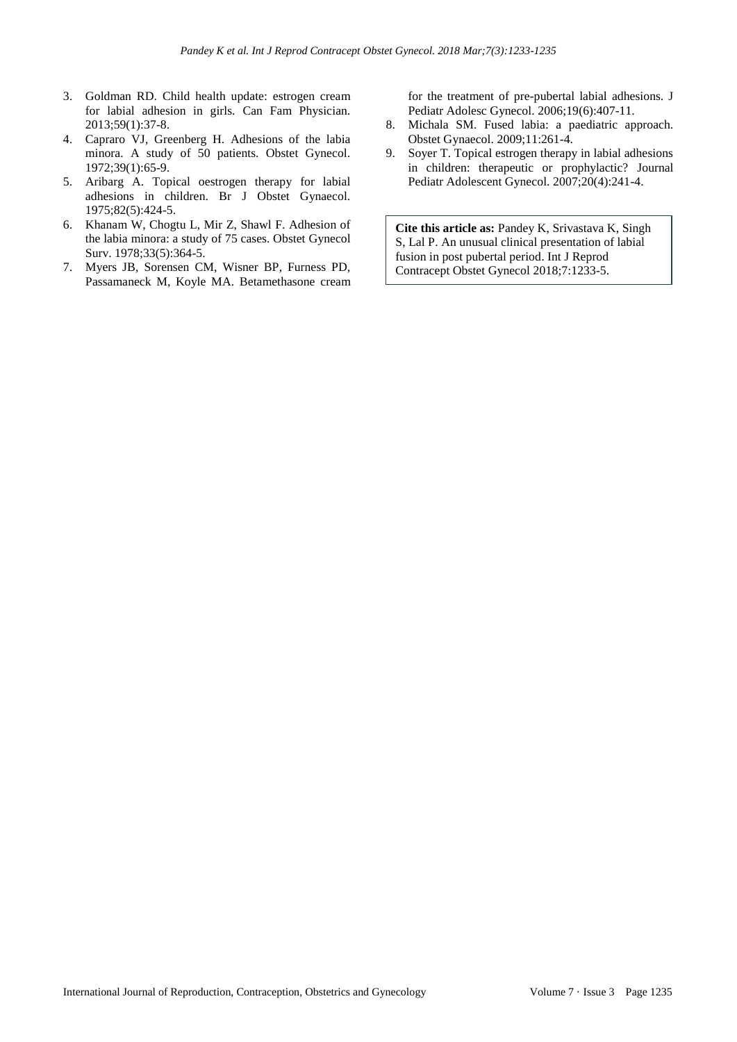3. Goldman RD. Child health update: estrogen cream for labial adhesion in girls. Can Fam Physician. 2013;59(1):37-8.
4. Capraro VJ, Greenberg H. Adhesions of the labia minora. A study of 50 patients. Obstet Gynecol. 1972;39(1):65-9.
5. Aribarg A. Topical oestrogen therapy for labial adhesions in children. Br J Obstet Gynaecol. 1975;82(5):424-5.
6. Khanam W, Chogtu L, Mir Z, Shawl F. Adhesion of the labia minora: a study of 75 cases. Obstet Gynecol Surv. 1978;33(5):364-5.
7. Myers JB, Sorensen CM, Wisner BP, Furness PD, Passamaneck M, Koyle MA. Betamethasone cream for the treatment of pre-pubertal labial adhesions. J Pediatr Adolesc Gynecol. 2006;19(6):407-11.
8. Michala SM. Fused labia: a paediatric approach. Obstet Gynaecol. 2009;11:261-4.
9. Soyer T. Topical estrogen therapy in labial adhesions in children: therapeutic or prophylactic? Journal Pediatr Adolescent Gynecol. 2007;20(4):241-4.

**Cite this article as:** Pandey K, Srivastava K, Singh S, Lal P. An unusual clinical presentation of labial fusion in post pubertal period. Int J Reprod Contracept Obstet Gynecol 2018;7:1233-5.